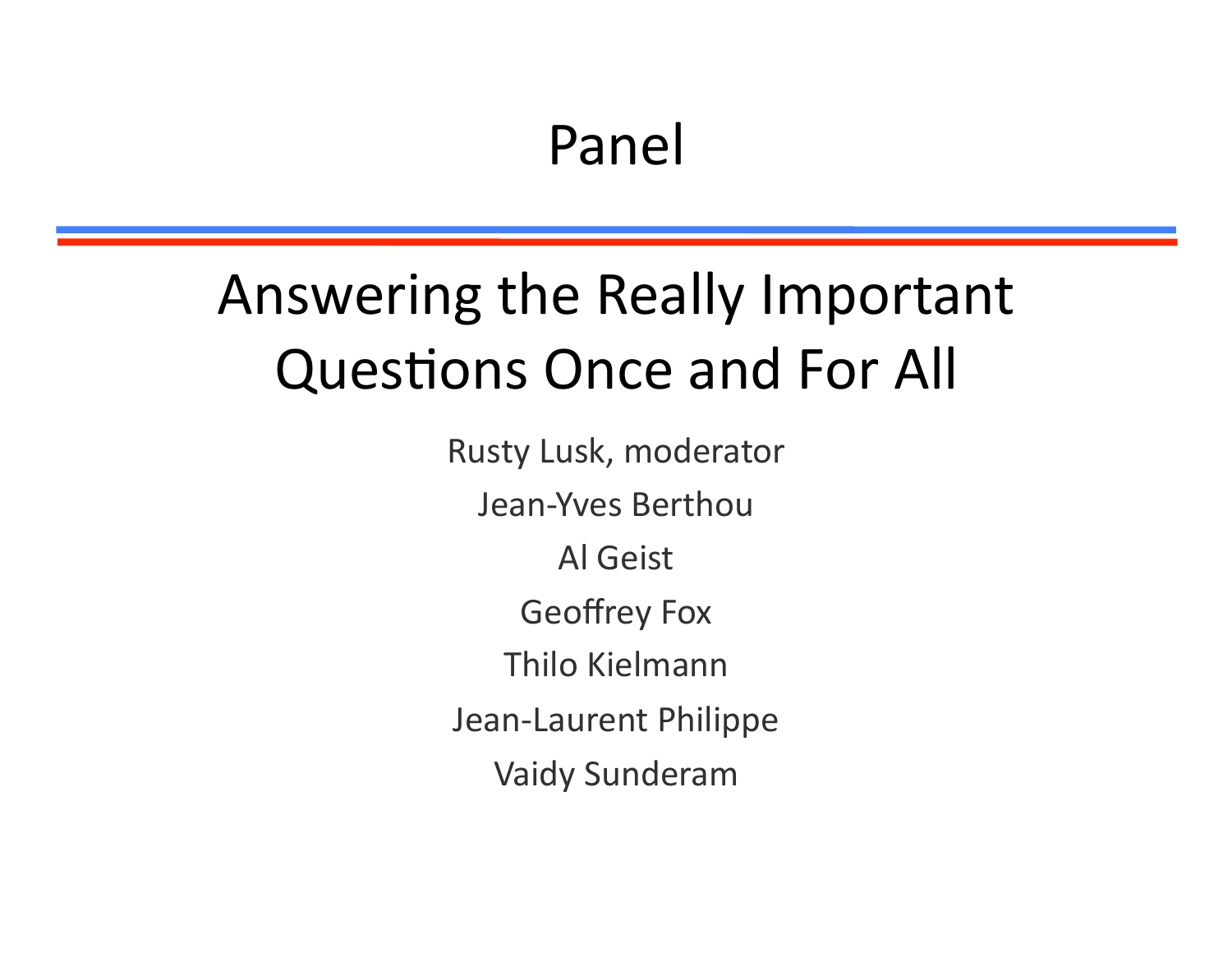# Panel

## Answering the Really Important Questions Once and For All

Rusty Lusk, moderator

Jean-Yves Berthou

Al Geist

Geoffrey Fox

Thilo Kielmann

Jean-Laurent Philippe

Vaidy Sunderam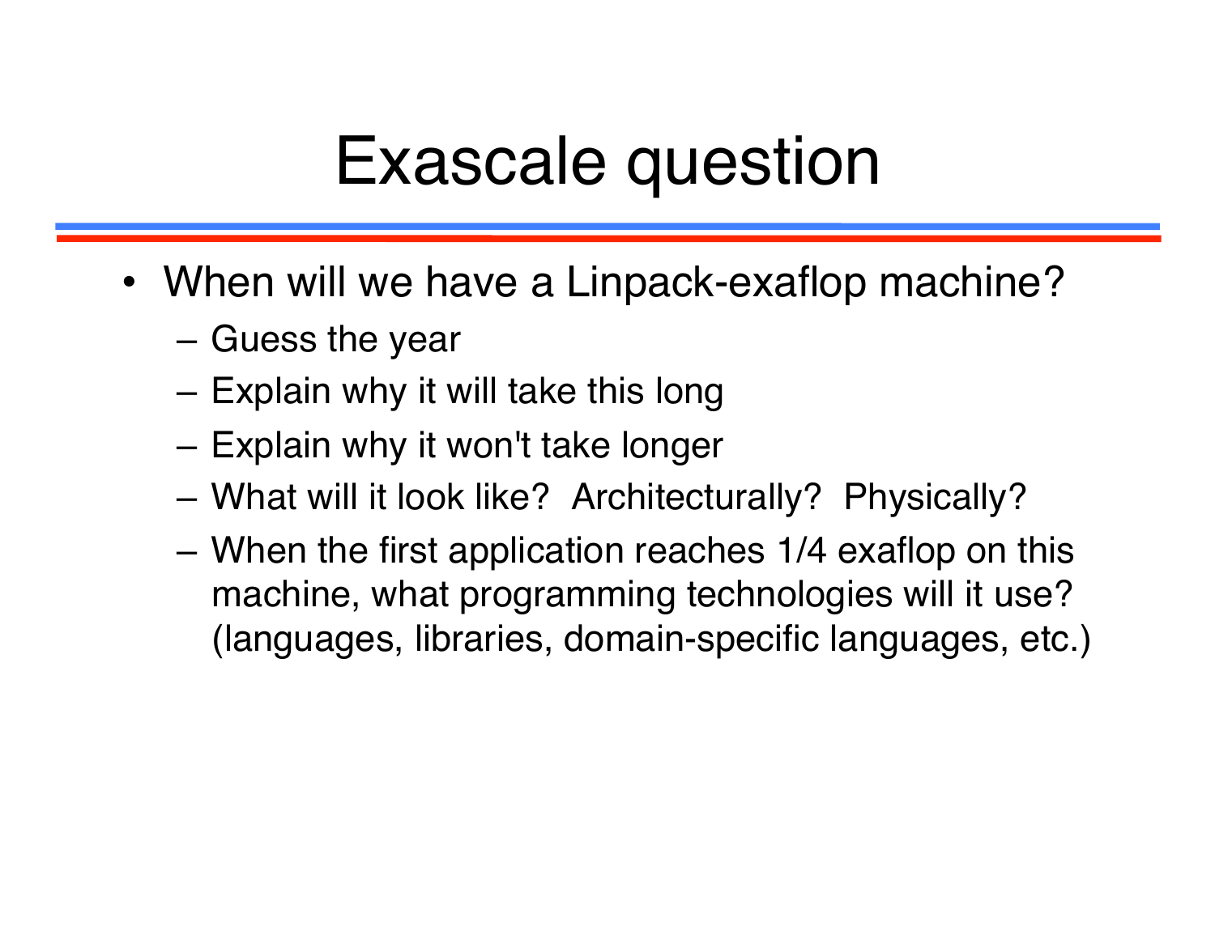# Exascale question

- When will we have a Linpack-exaflop machine?
  - Guess the year
  - Explain why it will take this long
  - Explain why it won't take longer
  - What will it look like? Architecturally? Physically?
  - When the first application reaches 1/4 exaflop on this machine, what programming technologies will it use? (languages, libraries, domain-specific languages, etc.)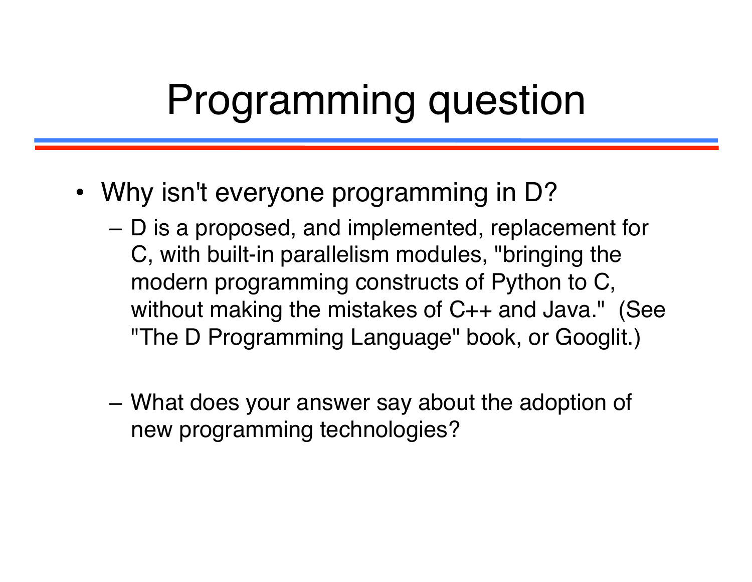# Programming question

- Why isn't everyone programming in D?
  - D is a proposed, and implemented, replacement for C, with built-in parallelism modules, "bringing the modern programming constructs of Python to C, without making the mistakes of C++ and Java." (See "The D Programming Language" book, or GoogIt.)
  - What does your answer say about the adoption of new programming technologies?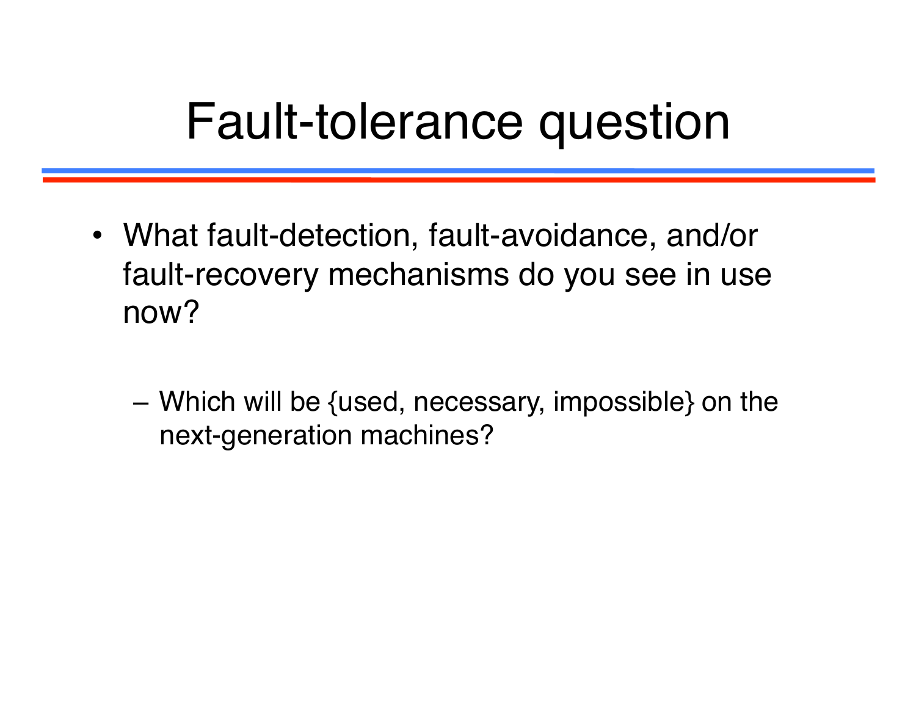# Fault-tolerance question

- What fault-detection, fault-avoidance, and/or fault-recovery mechanisms do you see in use now?
  - Which will be {used, necessary, impossible} on the next-generation machines?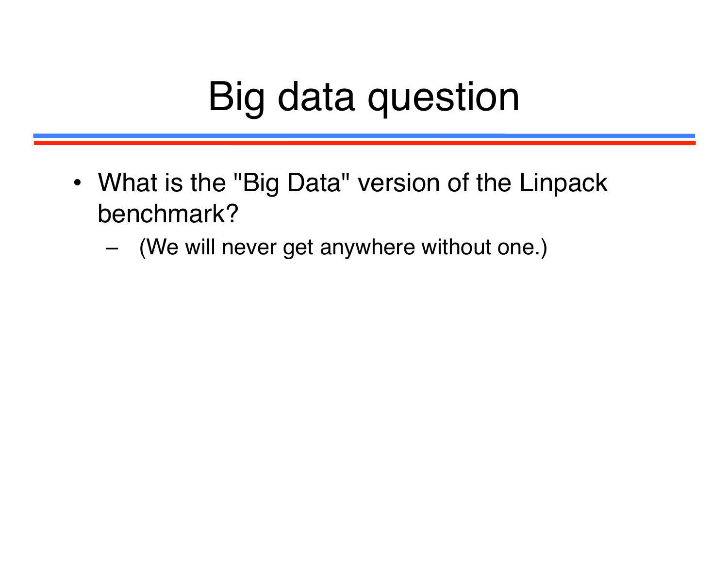# Big data question

- What is the "Big Data" version of the Linpack benchmark?
  - (We will never get anywhere without one.)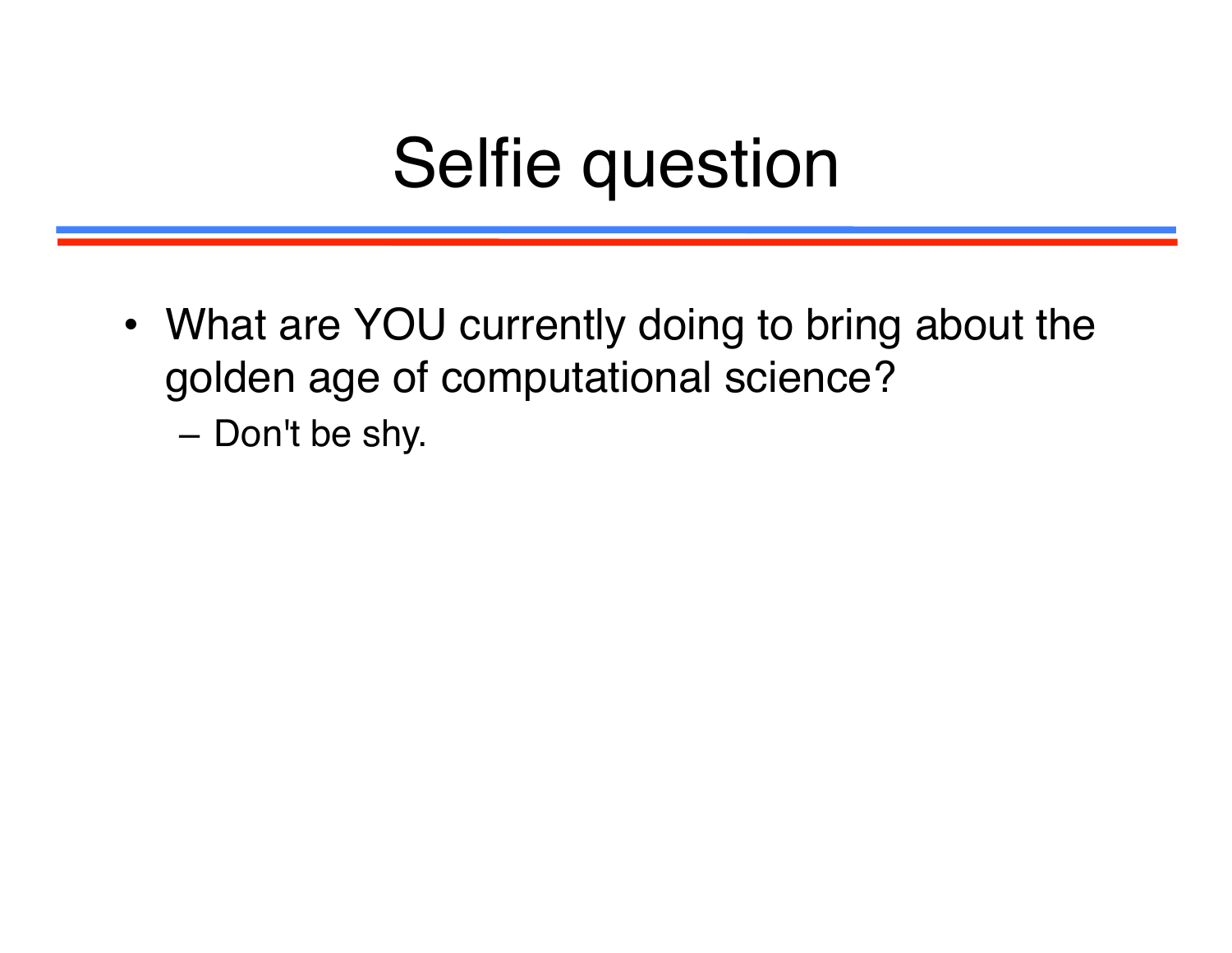# Selfie question

- What are YOU currently doing to bring about the golden age of computational science?
  - Don't be shy.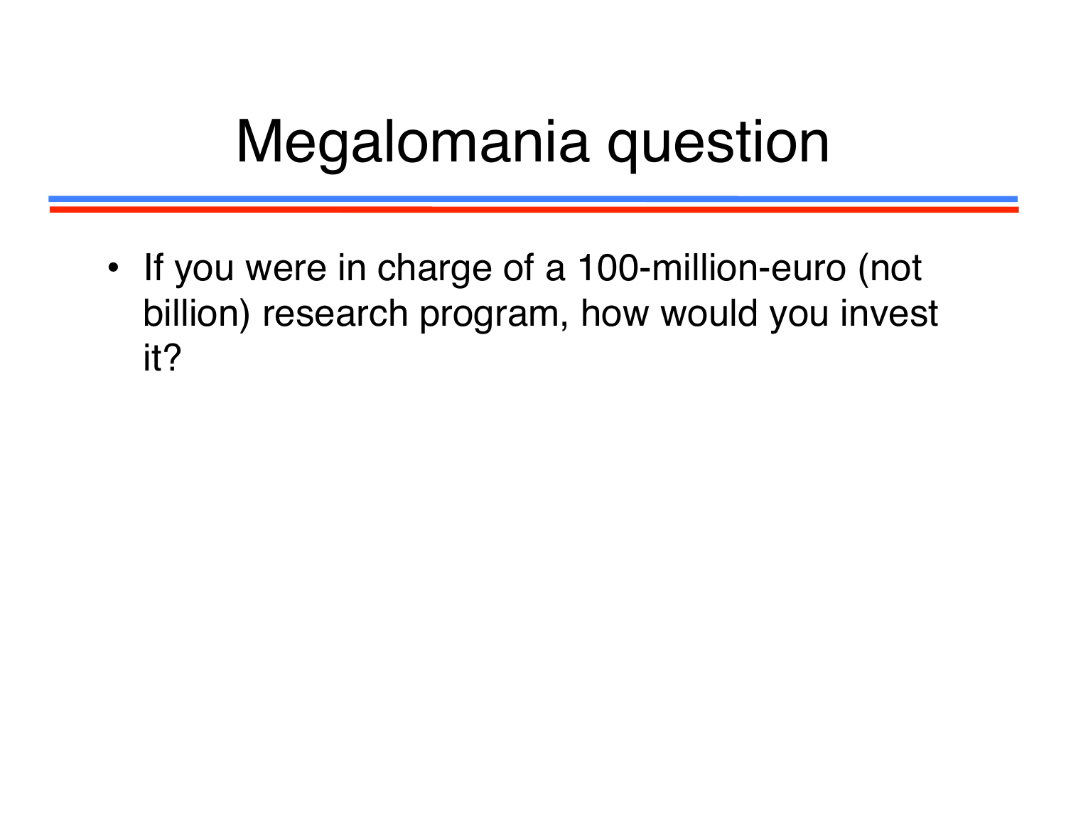# Megalomania question

- If you were in charge of a 100-million-euro (not billion) research program, how would you invest it?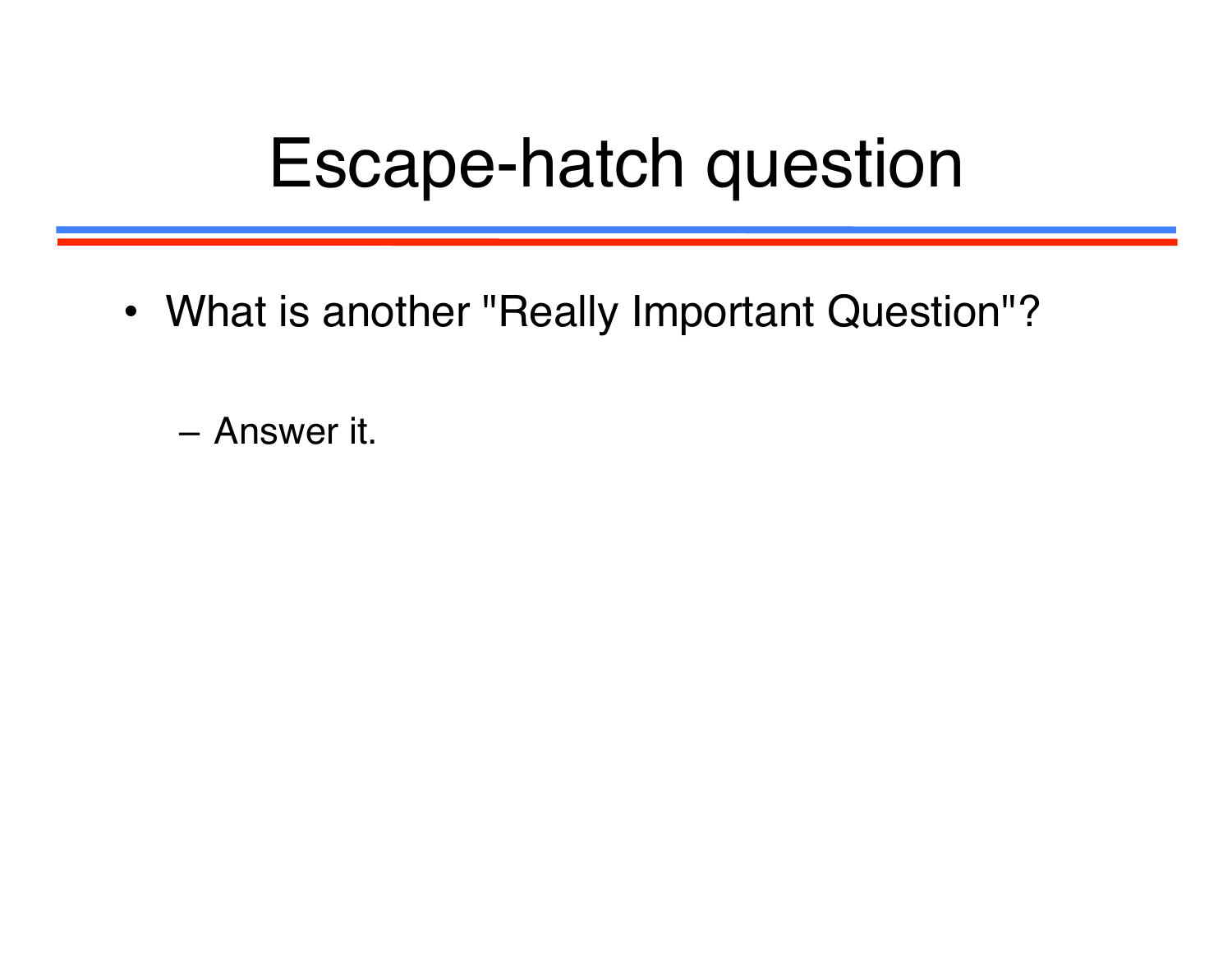# Escape-hatch question

- What is another "Really Important Question"?
  - Answer it.